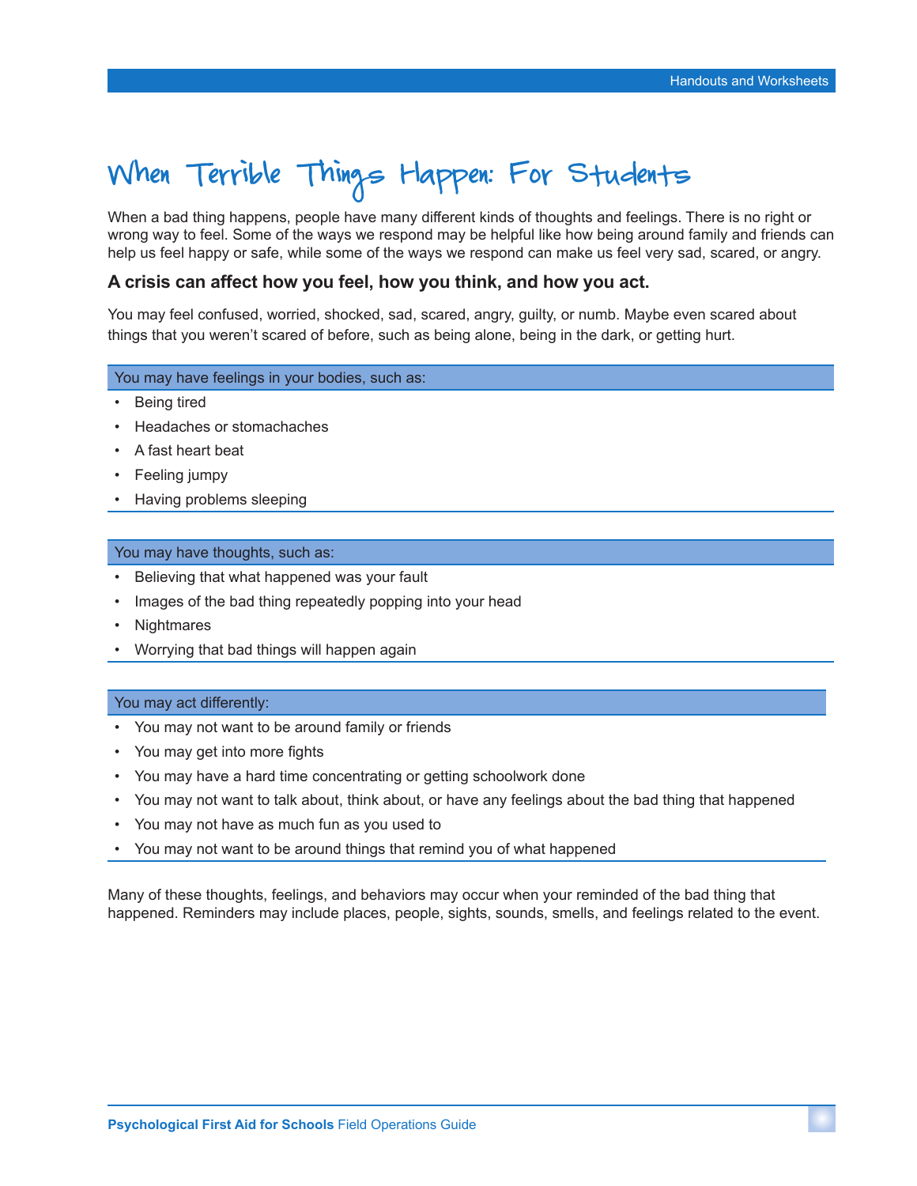# When Terrible Things Happen: For Students

When a bad thing happens, people have many different kinds of thoughts and feelings. There is no right or wrong way to feel. Some of the ways we respond may be helpful like how being around family and friends can help us feel happy or safe, while some of the ways we respond can make us feel very sad, scared, or angry.

### A crisis can affect how you feel, how you think, and how you act.

You may feel confused, worried, shocked, sad, scared, angry, guilty, or numb. Maybe even scared about things that you weren't scared of before, such as being alone, being in the dark, or getting hurt.

**You may have feelings in your bodies, such as:**

- Being tired
- Headaches or stomachaches
- A fast heart beat
- Feeling jumpy
- Having problems sleeping

**You may have thoughts, such as:**

- Believing that what happened was your fault
- Images of the bad thing repeatedly popping into your head
- Nightmares
- Worrying that bad things will happen again

**You may act differently:**

- You may not want to be around family or friends
- You may get into more fights
- You may have a hard time concentrating or getting schoolwork done
- You may not want to talk about, think about, or have any feelings about the bad thing that happened
- You may not have as much fun as you used to
- You may not want to be around things that remind you of what happened

Many of these thoughts, feelings, and behaviors may occur when your reminded of the bad thing that happened. Reminders may include places, people, sights, sounds, smells, and feelings related to the event.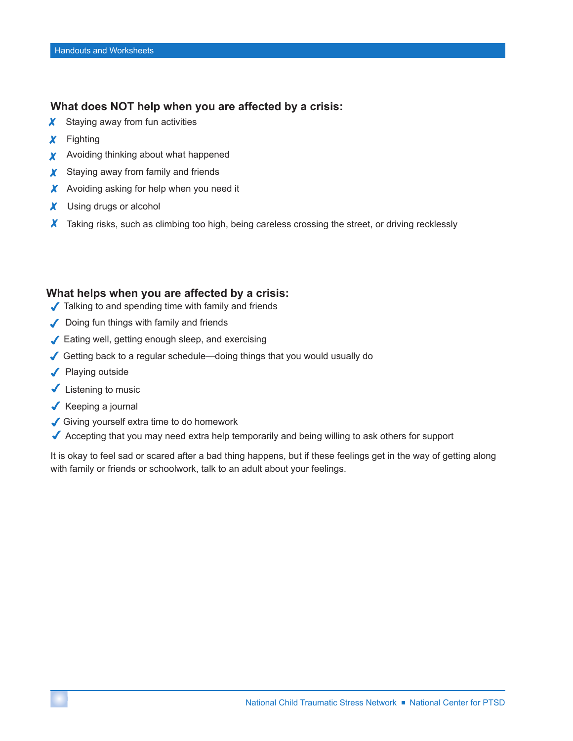## What does NOT help when you are affected by a crisis:

- ✗ Staying away from fun activities
- ✗ Fighting
- ✗ Avoiding thinking about what happened
- ✗ Staying away from family and friends
- ✗ Avoiding asking for help when you need it
- ✗ Using drugs or alcohol
- ✗ Taking risks, such as climbing too high, being careless crossing the street, or driving recklessly

## What helps when you are affected by a crisis:

- ✓ Talking to and spending time with family and friends
- ✓ Doing fun things with family and friends
- ✓ Eating well, getting enough sleep, and exercising
- ✓ Getting back to a regular schedule—doing things that you would usually do
- ✓ Playing outside
- ✓ Listening to music
- ✓ Keeping a journal
- ✓ Giving yourself extra time to do homework
- ✓ Accepting that you may need extra help temporarily and being willing to ask others for support

It is okay to feel sad or scared after a bad thing happens, but if these feelings get in the way of getting along with family or friends or schoolwork, talk to an adult about your feelings.